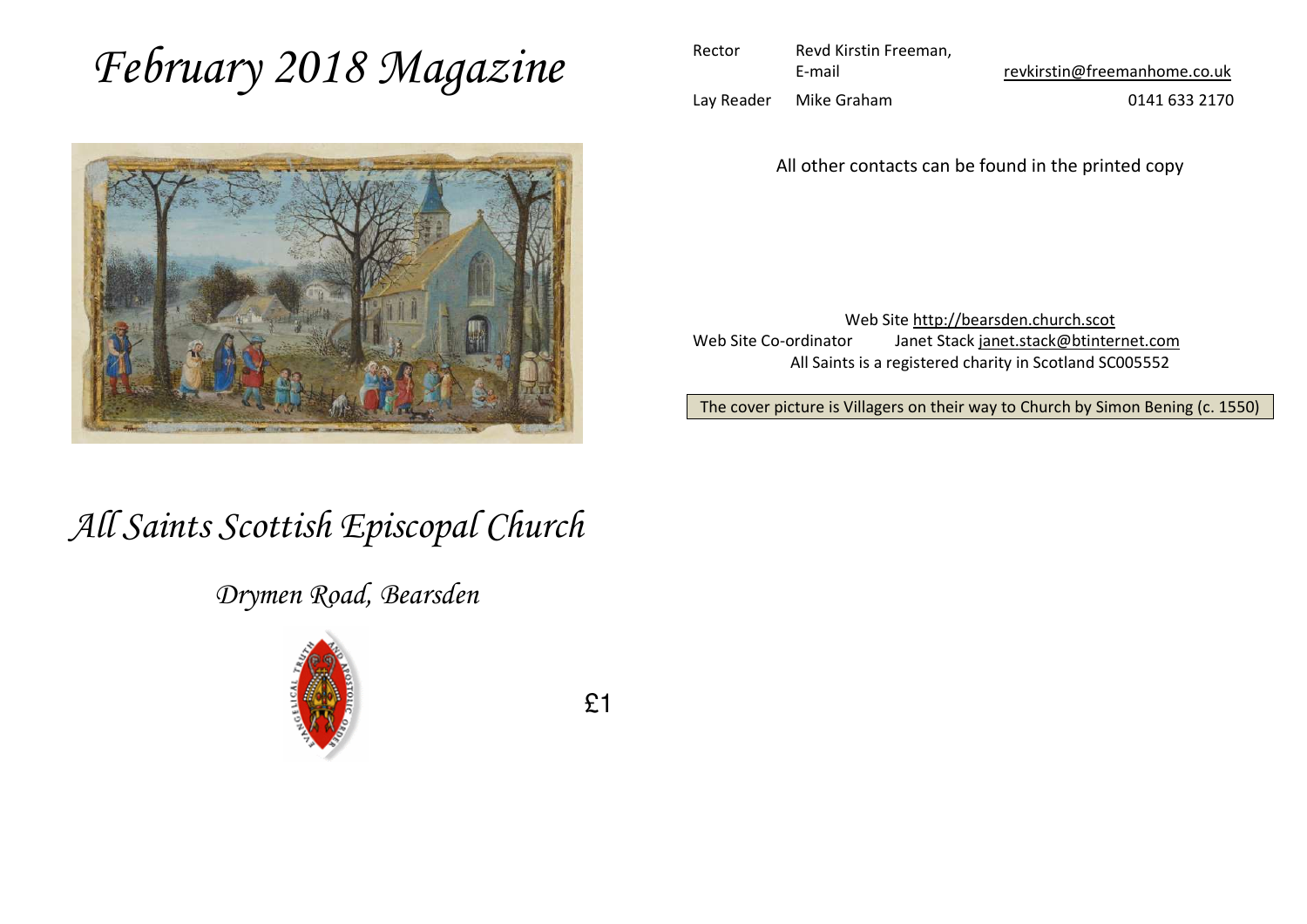# *February 2018 Magazine*

## *All Saints Scottish Episcopal Church*

### *Drymen Road, Bearsden*

£1

| | | |
|---|---|---|
| Rector | Revd Kirstin Freeman, | |
| | E-mail | revkirstin@freemanhome.co.uk |
| Lay Reader | Mike Graham | 0141 633 2170 |

All other contacts can be found in the printed copy

Web Site http://bearsden.church.scot

Web Site Co-ordinator Janet Stack janet.stack@btinternet.com

All Saints is a registered charity in Scotland SC005552

The cover picture is Villagers on their way to Church by Simon Bening (c. 1550)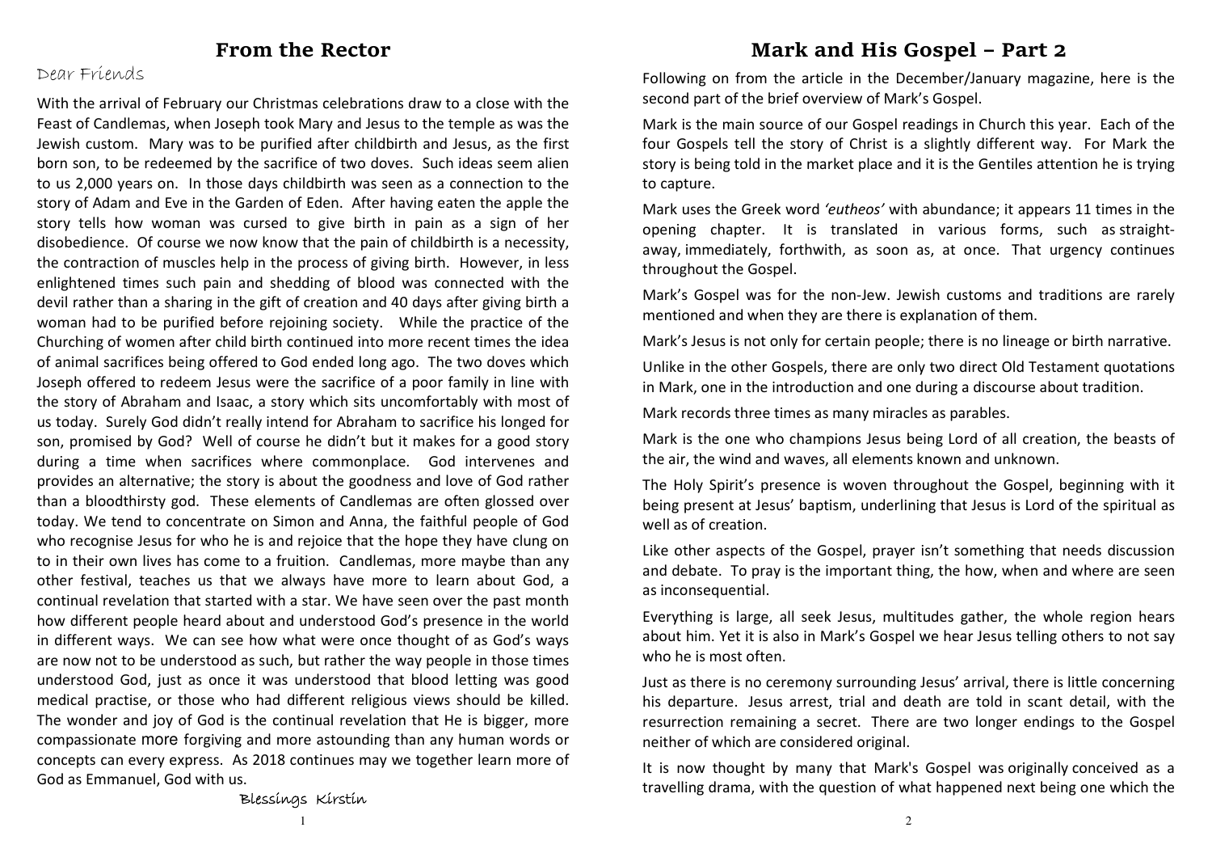## From the Rector

Dear Friends

With the arrival of February our Christmas celebrations draw to a close with the Feast of Candlemas, when Joseph took Mary and Jesus to the temple as was the Jewish custom. Mary was to be purified after childbirth and Jesus, as the first born son, to be redeemed by the sacrifice of two doves. Such ideas seem alien to us 2,000 years on. In those days childbirth was seen as a connection to the story of Adam and Eve in the Garden of Eden. After having eaten the apple the story tells how woman was cursed to give birth in pain as a sign of her disobedience. Of course we now know that the pain of childbirth is a necessity, the contraction of muscles help in the process of giving birth. However, in less enlightened times such pain and shedding of blood was connected with the devil rather than a sharing in the gift of creation and 40 days after giving birth a woman had to be purified before rejoining society. While the practice of the Churching of women after child birth continued into more recent times the idea of animal sacrifices being offered to God ended long ago. The two doves which Joseph offered to redeem Jesus were the sacrifice of a poor family in line with the story of Abraham and Isaac, a story which sits uncomfortably with most of us today. Surely God didn't really intend for Abraham to sacrifice his longed for son, promised by God? Well of course he didn't but it makes for a good story during a time when sacrifices where commonplace. God intervenes and provides an alternative; the story is about the goodness and love of God rather than a bloodthirsty god. These elements of Candlemas are often glossed over today. We tend to concentrate on Simon and Anna, the faithful people of God who recognise Jesus for who he is and rejoice that the hope they have clung on to in their own lives has come to a fruition. Candlemas, more maybe than any other festival, teaches us that we always have more to learn about God, a continual revelation that started with a star. We have seen over the past month how different people heard about and understood God's presence in the world in different ways. We can see how what were once thought of as God's ways are now not to be understood as such, but rather the way people in those times understood God, just as once it was understood that blood letting was good medical practise, or those who had different religious views should be killed. The wonder and joy of God is the continual revelation that He is bigger, more compassionate more forgiving and more astounding than any human words or concepts can every express. As 2018 continues may we together learn more of God as Emmanuel, God with us.

Blessings Kirstin

## Mark and His Gospel – Part 2

Following on from the article in the December/January magazine, here is the second part of the brief overview of Mark's Gospel.

Mark is the main source of our Gospel readings in Church this year. Each of the four Gospels tell the story of Christ is a slightly different way. For Mark the story is being told in the market place and it is the Gentiles attention he is trying to capture.

Mark uses the Greek word *'eutheos'* with abundance; it appears 11 times in the opening chapter. It is translated in various forms, such as straight-away, immediately, forthwith, as soon as, at once. That urgency continues throughout the Gospel.

Mark's Gospel was for the non-Jew. Jewish customs and traditions are rarely mentioned and when they are there is explanation of them.

Mark's Jesus is not only for certain people; there is no lineage or birth narrative.

Unlike in the other Gospels, there are only two direct Old Testament quotations in Mark, one in the introduction and one during a discourse about tradition.

Mark records three times as many miracles as parables.

Mark is the one who champions Jesus being Lord of all creation, the beasts of the air, the wind and waves, all elements known and unknown.

The Holy Spirit's presence is woven throughout the Gospel, beginning with it being present at Jesus' baptism, underlining that Jesus is Lord of the spiritual as well as of creation.

Like other aspects of the Gospel, prayer isn't something that needs discussion and debate. To pray is the important thing, the how, when and where are seen as inconsequential.

Everything is large, all seek Jesus, multitudes gather, the whole region hears about him. Yet it is also in Mark's Gospel we hear Jesus telling others to not say who he is most often.

Just as there is no ceremony surrounding Jesus' arrival, there is little concerning his departure. Jesus arrest, trial and death are told in scant detail, with the resurrection remaining a secret. There are two longer endings to the Gospel neither of which are considered original.

It is now thought by many that Mark's Gospel was originally conceived as a travelling drama, with the question of what happened next being one which the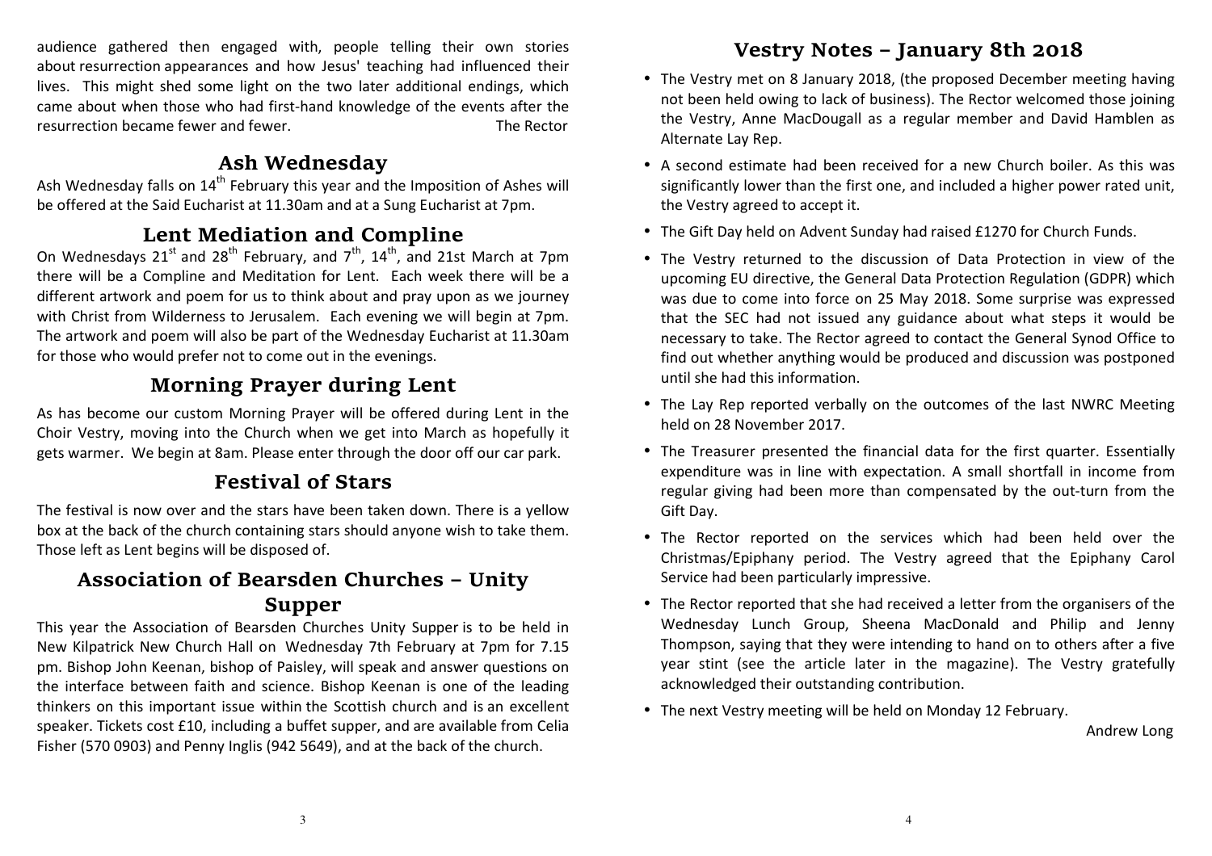audience gathered then engaged with, people telling their own stories about resurrection appearances and how Jesus' teaching had influenced their lives. This might shed some light on the two later additional endings, which came about when those who had first-hand knowledge of the events after the resurrection became fewer and fewer.

The Rector

## Ash Wednesday

Ash Wednesday falls on 14th February this year and the Imposition of Ashes will be offered at the Said Eucharist at 11.30am and at a Sung Eucharist at 7pm.

## Lent Mediation and Compline

On Wednesdays 21st and 28th February, and 7th, 14th, and 21st March at 7pm there will be a Compline and Meditation for Lent. Each week there will be a different artwork and poem for us to think about and pray upon as we journey with Christ from Wilderness to Jerusalem. Each evening we will begin at 7pm. The artwork and poem will also be part of the Wednesday Eucharist at 11.30am for those who would prefer not to come out in the evenings.

## Morning Prayer during Lent

As has become our custom Morning Prayer will be offered during Lent in the Choir Vestry, moving into the Church when we get into March as hopefully it gets warmer. We begin at 8am. Please enter through the door off our car park.

## Festival of Stars

The festival is now over and the stars have been taken down. There is a yellow box at the back of the church containing stars should anyone wish to take them. Those left as Lent begins will be disposed of.

## Association of Bearsden Churches – Unity Supper

This year the Association of Bearsden Churches Unity Supper is to be held in New Kilpatrick New Church Hall on Wednesday 7th February at 7pm for 7.15 pm. Bishop John Keenan, bishop of Paisley, will speak and answer questions on the interface between faith and science. Bishop Keenan is one of the leading thinkers on this important issue within the Scottish church and is an excellent speaker. Tickets cost £10, including a buffet supper, and are available from Celia Fisher (570 0903) and Penny Inglis (942 5649), and at the back of the church.

## Vestry Notes – January 8th 2018

- The Vestry met on 8 January 2018, (the proposed December meeting having not been held owing to lack of business). The Rector welcomed those joining the Vestry, Anne MacDougall as a regular member and David Hamblen as Alternate Lay Rep.
- A second estimate had been received for a new Church boiler. As this was significantly lower than the first one, and included a higher power rated unit, the Vestry agreed to accept it.
- The Gift Day held on Advent Sunday had raised £1270 for Church Funds.
- The Vestry returned to the discussion of Data Protection in view of the upcoming EU directive, the General Data Protection Regulation (GDPR) which was due to come into force on 25 May 2018. Some surprise was expressed that the SEC had not issued any guidance about what steps it would be necessary to take. The Rector agreed to contact the General Synod Office to find out whether anything would be produced and discussion was postponed until she had this information.
- The Lay Rep reported verbally on the outcomes of the last NWRC Meeting held on 28 November 2017.
- The Treasurer presented the financial data for the first quarter. Essentially expenditure was in line with expectation. A small shortfall in income from regular giving had been more than compensated by the out-turn from the Gift Day.
- The Rector reported on the services which had been held over the Christmas/Epiphany period. The Vestry agreed that the Epiphany Carol Service had been particularly impressive.
- The Rector reported that she had received a letter from the organisers of the Wednesday Lunch Group, Sheena MacDonald and Philip and Jenny Thompson, saying that they were intending to hand on to others after a five year stint (see the article later in the magazine). The Vestry gratefully acknowledged their outstanding contribution.
- The next Vestry meeting will be held on Monday 12 February.

Andrew Long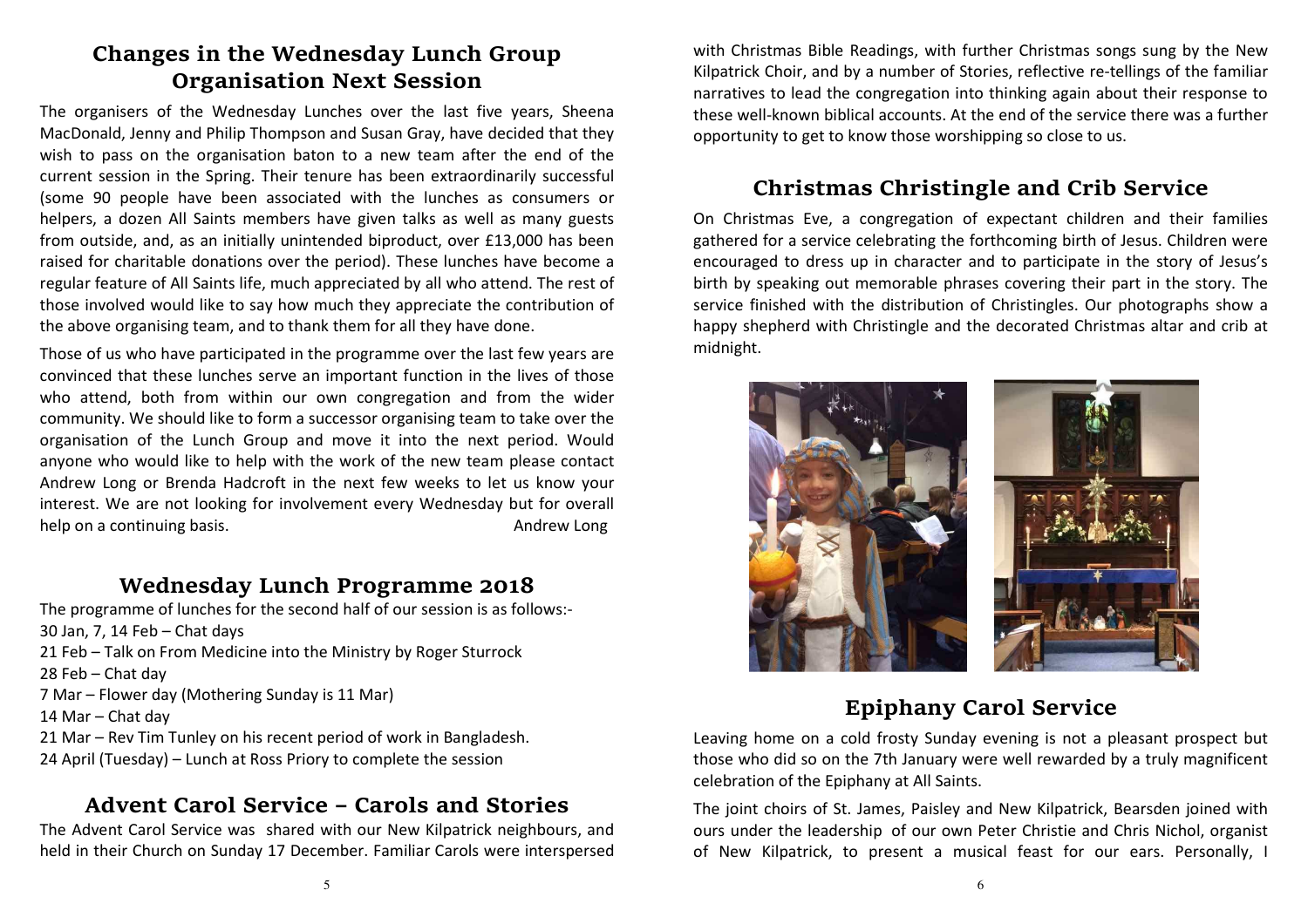## Changes in the Wednesday Lunch Group Organisation Next Session

The organisers of the Wednesday Lunches over the last five years, Sheena MacDonald, Jenny and Philip Thompson and Susan Gray, have decided that they wish to pass on the organisation baton to a new team after the end of the current session in the Spring. Their tenure has been extraordinarily successful (some 90 people have been associated with the lunches as consumers or helpers, a dozen All Saints members have given talks as well as many guests from outside, and, as an initially unintended biproduct, over £13,000 has been raised for charitable donations over the period). These lunches have become a regular feature of All Saints life, much appreciated by all who attend. The rest of those involved would like to say how much they appreciate the contribution of the above organising team, and to thank them for all they have done.

Those of us who have participated in the programme over the last few years are convinced that these lunches serve an important function in the lives of those who attend, both from within our own congregation and from the wider community. We should like to form a successor organising team to take over the organisation of the Lunch Group and move it into the next period. Would anyone who would like to help with the work of the new team please contact Andrew Long or Brenda Hadcroft in the next few weeks to let us know your interest. We are not looking for involvement every Wednesday but for overall help on a continuing basis.

Andrew Long

## Wednesday Lunch Programme 2018

The programme of lunches for the second half of our session is as follows:-
30 Jan, 7, 14 Feb – Chat days
21 Feb – Talk on From Medicine into the Ministry by Roger Sturrock
28 Feb – Chat day
7 Mar – Flower day (Mothering Sunday is 11 Mar)
14 Mar – Chat day
21 Mar – Rev Tim Tunley on his recent period of work in Bangladesh.
24 April (Tuesday) – Lunch at Ross Priory to complete the session

## Advent Carol Service – Carols and Stories

The Advent Carol Service was shared with our New Kilpatrick neighbours, and held in their Church on Sunday 17 December. Familiar Carols were interspersed with Christmas Bible Readings, with further Christmas songs sung by the New Kilpatrick Choir, and by a number of Stories, reflective re-tellings of the familiar narratives to lead the congregation into thinking again about their response to these well-known biblical accounts. At the end of the service there was a further opportunity to get to know those worshipping so close to us.

## Christmas Christingle and Crib Service

On Christmas Eve, a congregation of expectant children and their families gathered for a service celebrating the forthcoming birth of Jesus. Children were encouraged to dress up in character and to participate in the story of Jesus's birth by speaking out memorable phrases covering their part in the story. The service finished with the distribution of Christingles. Our photographs show a happy shepherd with Christingle and the decorated Christmas altar and crib at midnight.

## Epiphany Carol Service

Leaving home on a cold frosty Sunday evening is not a pleasant prospect but those who did so on the 7th January were well rewarded by a truly magnificent celebration of the Epiphany at All Saints.

The joint choirs of St. James, Paisley and New Kilpatrick, Bearsden joined with ours under the leadership of our own Peter Christie and Chris Nichol, organist of New Kilpatrick, to present a musical feast for our ears. Personally, I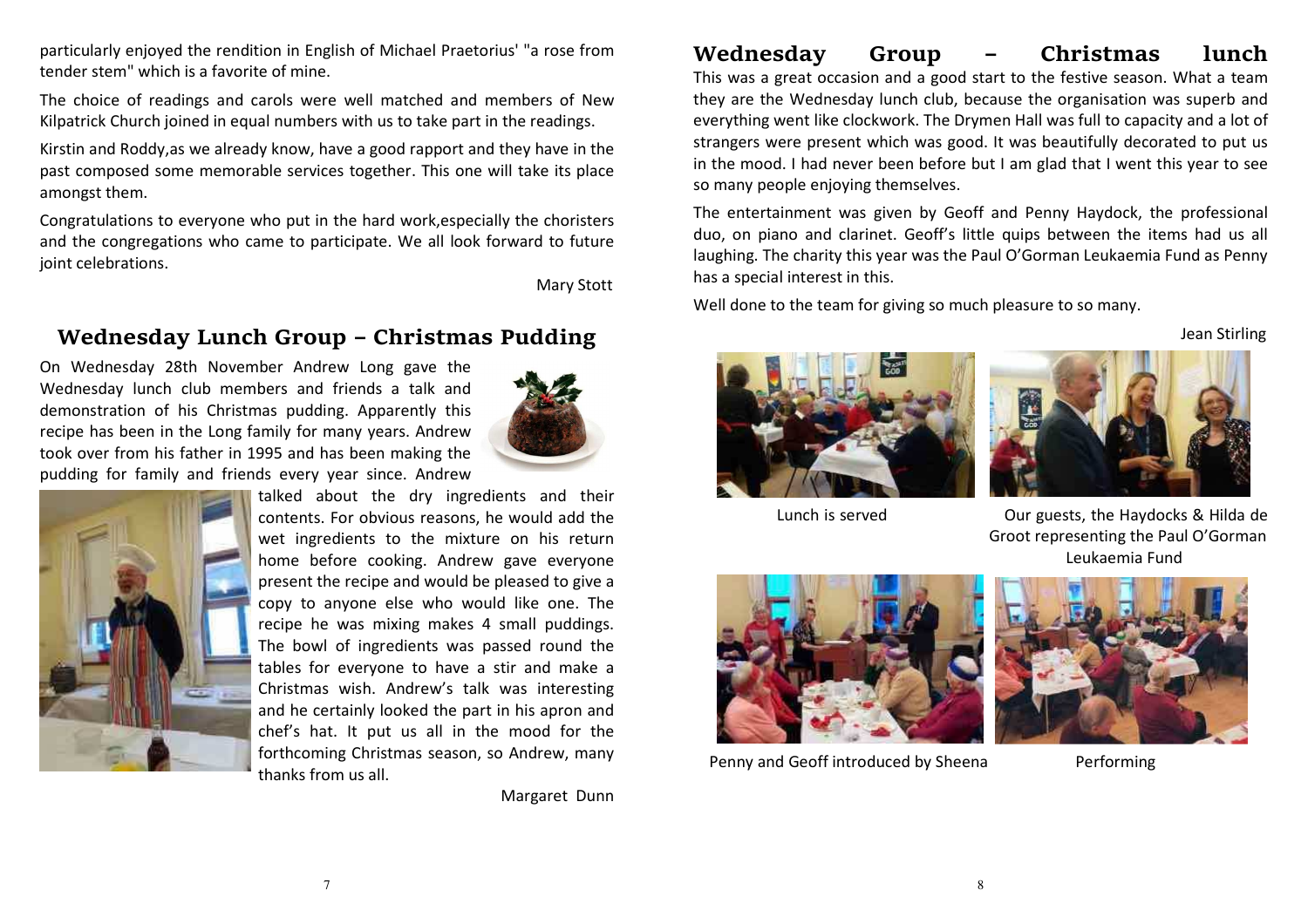particularly enjoyed the rendition in English of Michael Praetorius' "a rose from tender stem" which is a favorite of mine.

The choice of readings and carols were well matched and members of New Kilpatrick Church joined in equal numbers with us to take part in the readings.

Kirstin and Roddy,as we already know, have a good rapport and they have in the past composed some memorable services together. This one will take its place amongst them.

Congratulations to everyone who put in the hard work,especially the choristers and the congregations who came to participate. We all look forward to future joint celebrations.

Mary Stott

## Wednesday Lunch Group – Christmas Pudding

On Wednesday 28th November Andrew Long gave the Wednesday lunch club members and friends a talk and demonstration of his Christmas pudding. Apparently this recipe has been in the Long family for many years. Andrew took over from his father in 1995 and has been making the pudding for family and friends every year since. Andrew talked about the dry ingredients and their contents. For obvious reasons, he would add the wet ingredients to the mixture on his return home before cooking. Andrew gave everyone present the recipe and would be pleased to give a copy to anyone else who would like one. The recipe he was mixing makes 4 small puddings. The bowl of ingredients was passed round the tables for everyone to have a stir and make a Christmas wish. Andrew's talk was interesting and he certainly looked the part in his apron and chef's hat. It put us all in the mood for the forthcoming Christmas season, so Andrew, many thanks from us all.

Margaret Dunn

## Wednesday Group – Christmas lunch

This was a great occasion and a good start to the festive season. What a team they are the Wednesday lunch club, because the organisation was superb and everything went like clockwork. The Drymen Hall was full to capacity and a lot of strangers were present which was good. It was beautifully decorated to put us in the mood. I had never been before but I am glad that I went this year to see so many people enjoying themselves.

The entertainment was given by Geoff and Penny Haydock, the professional duo, on piano and clarinet. Geoff's little quips between the items had us all laughing. The charity this year was the Paul O'Gorman Leukaemia Fund as Penny has a special interest in this.

Well done to the team for giving so much pleasure to so many.

Jean Stirling

Lunch is served

Our guests, the Haydocks & Hilda de Groot representing the Paul O'Gorman Leukaemia Fund

Penny and Geoff introduced by Sheena

Performing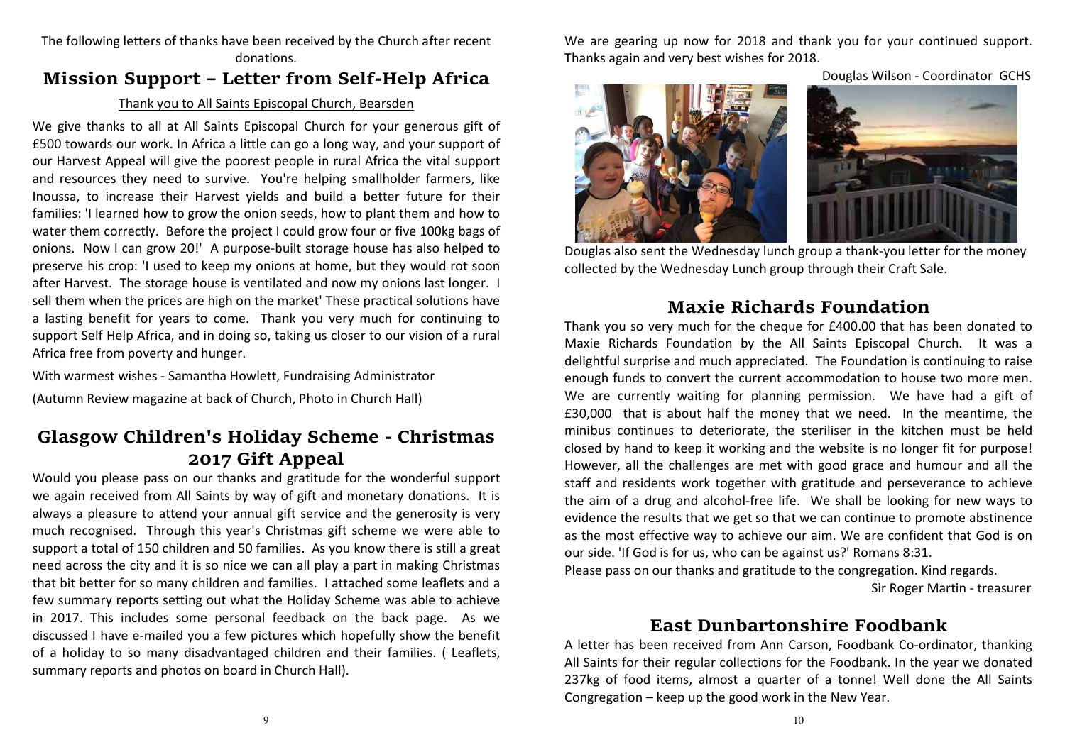The following letters of thanks have been received by the Church after recent donations.

## Mission Support – Letter from Self-Help Africa

Thank you to All Saints Episcopal Church, Bearsden

We give thanks to all at All Saints Episcopal Church for your generous gift of £500 towards our work. In Africa a little can go a long way, and your support of our Harvest Appeal will give the poorest people in rural Africa the vital support and resources they need to survive. You're helping smallholder farmers, like Inoussa, to increase their Harvest yields and build a better future for their families: 'I learned how to grow the onion seeds, how to plant them and how to water them correctly. Before the project I could grow four or five 100kg bags of onions. Now I can grow 20!' A purpose-built storage house has also helped to preserve his crop: 'I used to keep my onions at home, but they would rot soon after Harvest. The storage house is ventilated and now my onions last longer. I sell them when the prices are high on the market' These practical solutions have a lasting benefit for years to come. Thank you very much for continuing to support Self Help Africa, and in doing so, taking us closer to our vision of a rural Africa free from poverty and hunger.

With warmest wishes - Samantha Howlett, Fundraising Administrator

(Autumn Review magazine at back of Church, Photo in Church Hall)

## Glasgow Children's Holiday Scheme - Christmas 2017 Gift Appeal

Would you please pass on our thanks and gratitude for the wonderful support we again received from All Saints by way of gift and monetary donations. It is always a pleasure to attend your annual gift service and the generosity is very much recognised. Through this year's Christmas gift scheme we were able to support a total of 150 children and 50 families. As you know there is still a great need across the city and it is so nice we can all play a part in making Christmas that bit better for so many children and families. I attached some leaflets and a few summary reports setting out what the Holiday Scheme was able to achieve in 2017. This includes some personal feedback on the back page. As we discussed I have e-mailed you a few pictures which hopefully show the benefit of a holiday to so many disadvantaged children and their families. ( Leaflets, summary reports and photos on board in Church Hall).

We are gearing up now for 2018 and thank you for your continued support. Thanks again and very best wishes for 2018.

Douglas Wilson - Coordinator GCHS

Douglas also sent the Wednesday lunch group a thank-you letter for the money collected by the Wednesday Lunch group through their Craft Sale.

## Maxie Richards Foundation

Thank you so very much for the cheque for £400.00 that has been donated to Maxie Richards Foundation by the All Saints Episcopal Church. It was a delightful surprise and much appreciated. The Foundation is continuing to raise enough funds to convert the current accommodation to house two more men. We are currently waiting for planning permission. We have had a gift of £30,000 that is about half the money that we need. In the meantime, the minibus continues to deteriorate, the steriliser in the kitchen must be held closed by hand to keep it working and the website is no longer fit for purpose! However, all the challenges are met with good grace and humour and all the staff and residents work together with gratitude and perseverance to achieve the aim of a drug and alcohol-free life. We shall be looking for new ways to evidence the results that we get so that we can continue to promote abstinence as the most effective way to achieve our aim. We are confident that God is on our side. 'If God is for us, who can be against us?' Romans 8:31.

Please pass on our thanks and gratitude to the congregation. Kind regards.

Sir Roger Martin - treasurer

## East Dunbartonshire Foodbank

A letter has been received from Ann Carson, Foodbank Co-ordinator, thanking All Saints for their regular collections for the Foodbank. In the year we donated 237kg of food items, almost a quarter of a tonne! Well done the All Saints Congregation – keep up the good work in the New Year.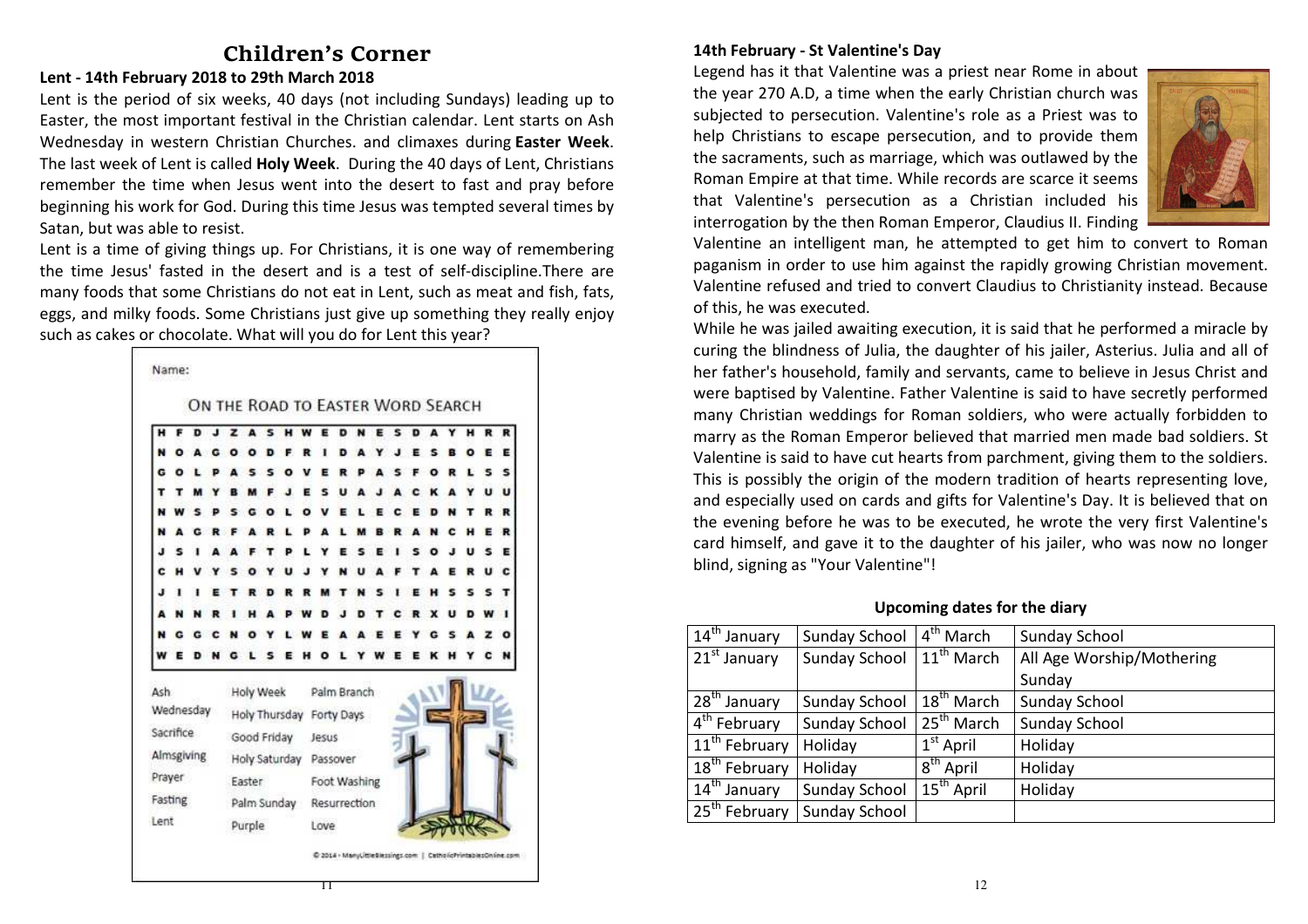# Children's Corner

## Lent - 14th February 2018 to 29th March 2018

Lent is the period of six weeks, 40 days (not including Sundays) leading up to Easter, the most important festival in the Christian calendar. Lent starts on Ash Wednesday in western Christian Churches. and climaxes during **Easter Week**. The last week of Lent is called **Holy Week**. During the 40 days of Lent, Christians remember the time when Jesus went into the desert to fast and pray before beginning his work for God. During this time Jesus was tempted several times by Satan, but was able to resist.

Lent is a time of giving things up. For Christians, it is one way of remembering the time Jesus' fasted in the desert and is a test of self-discipline.There are many foods that some Christians do not eat in Lent, such as meat and fish, fats, eggs, and milky foods. Some Christians just give up something they really enjoy such as cakes or chocolate. What will you do for Lent this year?

Name:

### On the Road to Easter Word Search

```
H F D J Z A S H W E D N E S D A Y H R R
N O A G O O D F R I D A Y J E S B O E E
G O L P A S S O V E R P A S F O R L S S
T T M Y B M F J E S U A J A C K A Y U U
N W S P S G O L O V E L E C E D N T R R
N A G R F A R L P A L M B R A N C H E R
J S I A A F T P L Y E S E I S O J U S E
C H V Y S O Y U J Y N U A F T A E R U C
J I I E T R D R R M T N S I E H S S S T
A N N R I H A P W D J D T C R X U D W I
N G G C N O Y L W E A A E E Y G S A Z O
W E D N G L S E H O L Y W E E K H Y C N
```

| | | |
|---|---|---|
| Ash Wednesday | Holy Week | Palm Branch |
| Sacrifice | Holy Thursday | Forty Days |
| Almsgiving | Good Friday | Jesus |
| Prayer | Holy Saturday | Passover |
| Fasting | Easter | Foot Washing |
| Lent | Palm Sunday | Resurrection |
| | Purple | Love |

© 2014 - ManyLittleBlessings.com | CatholicPrintablesOnline.com

## 14th February - St Valentine's Day

Legend has it that Valentine was a priest near Rome in about the year 270 A.D, a time when the early Christian church was subjected to persecution. Valentine's role as a Priest was to help Christians to escape persecution, and to provide them the sacraments, such as marriage, which was outlawed by the Roman Empire at that time. While records are scarce it seems that Valentine's persecution as a Christian included his interrogation by the then Roman Emperor, Claudius II. Finding Valentine an intelligent man, he attempted to get him to convert to Roman paganism in order to use him against the rapidly growing Christian movement. Valentine refused and tried to convert Claudius to Christianity instead. Because of this, he was executed.

While he was jailed awaiting execution, it is said that he performed a miracle by curing the blindness of Julia, the daughter of his jailer, Asterius. Julia and all of her father's household, family and servants, came to believe in Jesus Christ and were baptised by Valentine. Father Valentine is said to have secretly performed many Christian weddings for Roman soldiers, who were actually forbidden to marry as the Roman Emperor believed that married men made bad soldiers. St Valentine is said to have cut hearts from parchment, giving them to the soldiers. This is possibly the origin of the modern tradition of hearts representing love, and especially used on cards and gifts for Valentine's Day. It is believed that on the evening before he was to be executed, he wrote the very first Valentine's card himself, and gave it to the daughter of his jailer, who was now no longer blind, signing as "Your Valentine"!

### Upcoming dates for the diary

| | | | |
|---|---|---|---|
| 14th January | Sunday School | 4th March | Sunday School |
| 21st January | Sunday School | 11th March | All Age Worship/Mothering Sunday |
| 28th January | Sunday School | 18th March | Sunday School |
| 4th February | Sunday School | 25th March | Sunday School |
| 11th February | Holiday | 1st April | Holiday |
| 18th February | Holiday | 8th April | Holiday |
| 14th January | Sunday School | 15th April | Holiday |
| 25th February | Sunday School | | |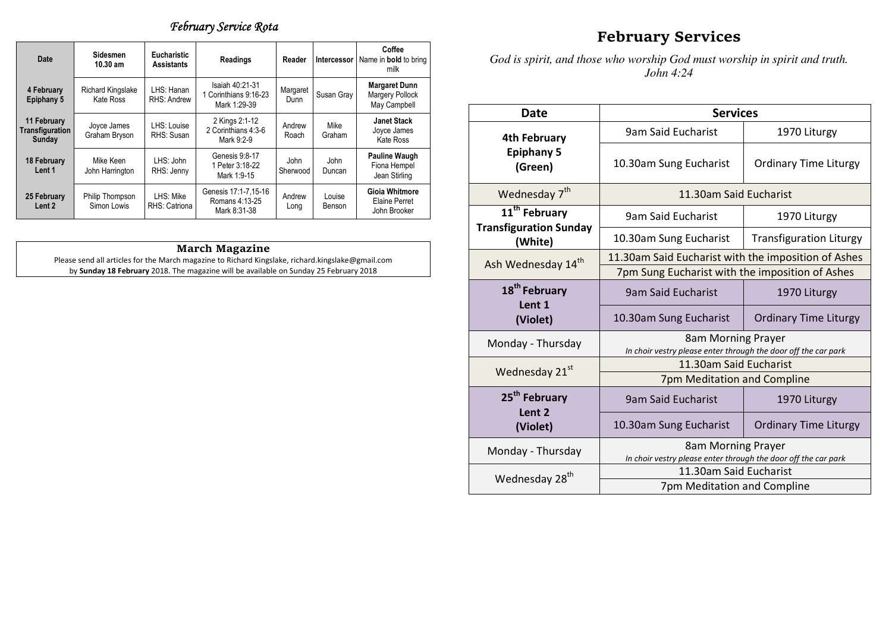*February Service Rota*

| Date | Sidesmen 10.30 am | Eucharistic Assistants | Readings | Reader | Intercessor | Coffee Name in **bold** to bring milk |
|---|---|---|---|---|---|---|
| **4 February Epiphany 5** | Richard Kingslake Kate Ross | LHS: Hanan RHS: Andrew | Isaiah 40:21-31 1 Corinthians 9:16-23 Mark 1:29-39 | Margaret Dunn | Susan Gray | **Margaret Dunn** Margery Pollock May Campbell |
| **11 February Transfiguration Sunday** | Joyce James Graham Bryson | LHS: Louise RHS: Susan | 2 Kings 2:1-12 2 Corinthians 4:3-6 Mark 9:2-9 | Andrew Roach | Mike Graham | **Janet Stack** Joyce James Kate Ross |
| **18 February Lent 1** | Mike Keen John Harrington | LHS: John RHS: Jenny | Genesis 9:8-17 1 Peter 3:18-22 Mark 1:9-15 | John Sherwood | John Duncan | **Pauline Waugh** Fiona Hempel Jean Stirling |
| **25 February Lent 2** | Philip Thompson Simon Lowis | LHS: Mike RHS: Catriona | Genesis 17:1-7,15-16 Romans 4:13-25 Mark 8:31-38 | Andrew Long | Louise Benson | **Gioia Whitmore** Elaine Perret John Brooker |

**March Magazine**

Please send all articles for the March magazine to Richard Kingslake, richard.kingslake@gmail.com by **Sunday 18 February** 2018. The magazine will be available on Sunday 25 February 2018

# February Services

*God is spirit, and those who worship God must worship in spirit and truth. John 4:24*

| Date | Services | |
|---|---|---|
| **4th February Epiphany 5 (Green)** | 9am Said Eucharist | 1970 Liturgy |
| | 10.30am Sung Eucharist | Ordinary Time Liturgy |
| Wednesday 7th | 11.30am Said Eucharist | |
| **11th February Transfiguration Sunday (White)** | 9am Said Eucharist | 1970 Liturgy |
| | 10.30am Sung Eucharist | Transfiguration Liturgy |
| Ash Wednesday 14th | 11.30am Said Eucharist with the imposition of Ashes | |
| | 7pm Sung Eucharist with the imposition of Ashes | |
| **18th February Lent 1 (Violet)** | 9am Said Eucharist | 1970 Liturgy |
| | 10.30am Sung Eucharist | Ordinary Time Liturgy |
| Monday - Thursday | 8am Morning Prayer *In choir vestry please enter through the door off the car park* | |
| Wednesday 21st | 11.30am Said Eucharist | |
| | 7pm Meditation and Compline | |
| **25th February Lent 2 (Violet)** | 9am Said Eucharist | 1970 Liturgy |
| | 10.30am Sung Eucharist | Ordinary Time Liturgy |
| Monday - Thursday | 8am Morning Prayer *In choir vestry please enter through the door off the car park* | |
| Wednesday 28th | 11.30am Said Eucharist | |
| | 7pm Meditation and Compline | |